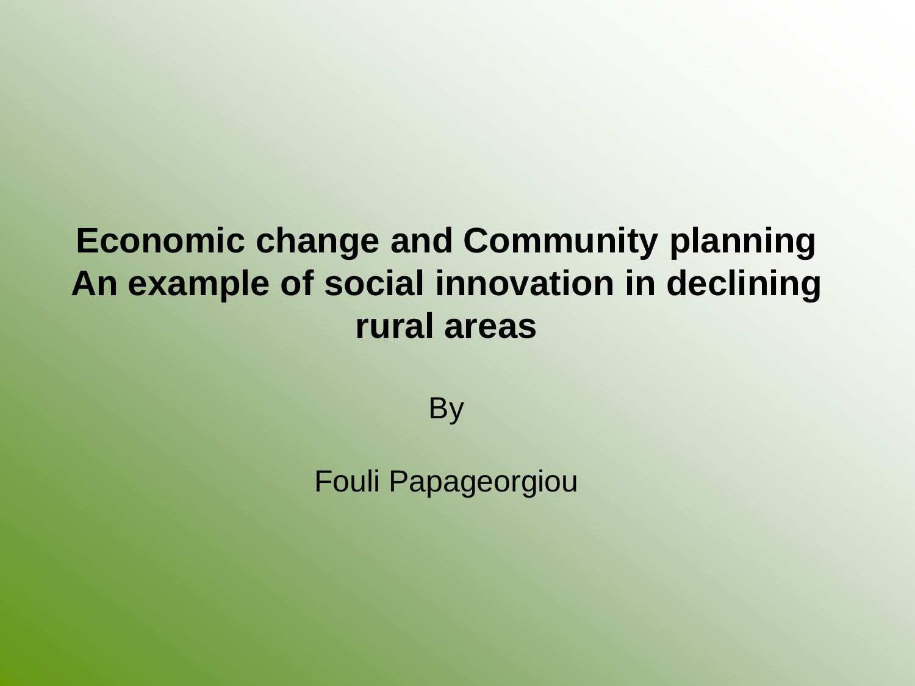# Economic change and Community planning An example of social innovation in declining rural areas

By

Fouli Papageorgiou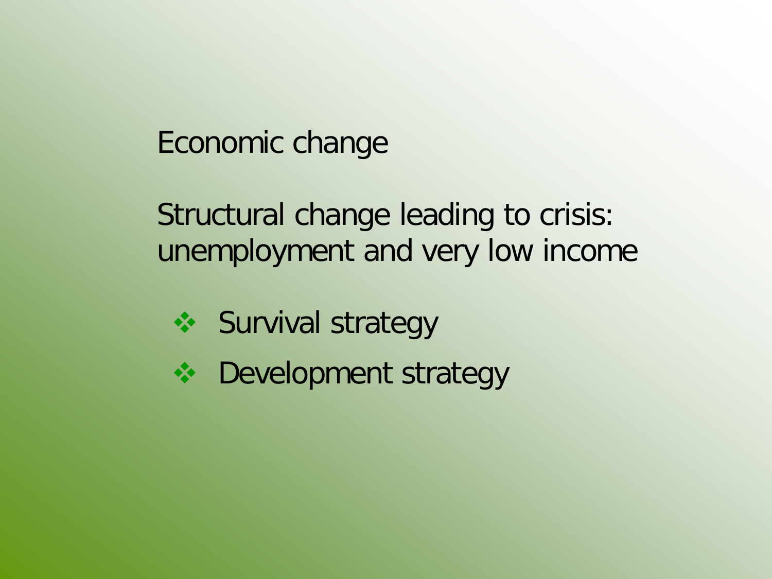Economic change

Structural change leading to crisis: unemployment and very low income

- Survival strategy
- Development strategy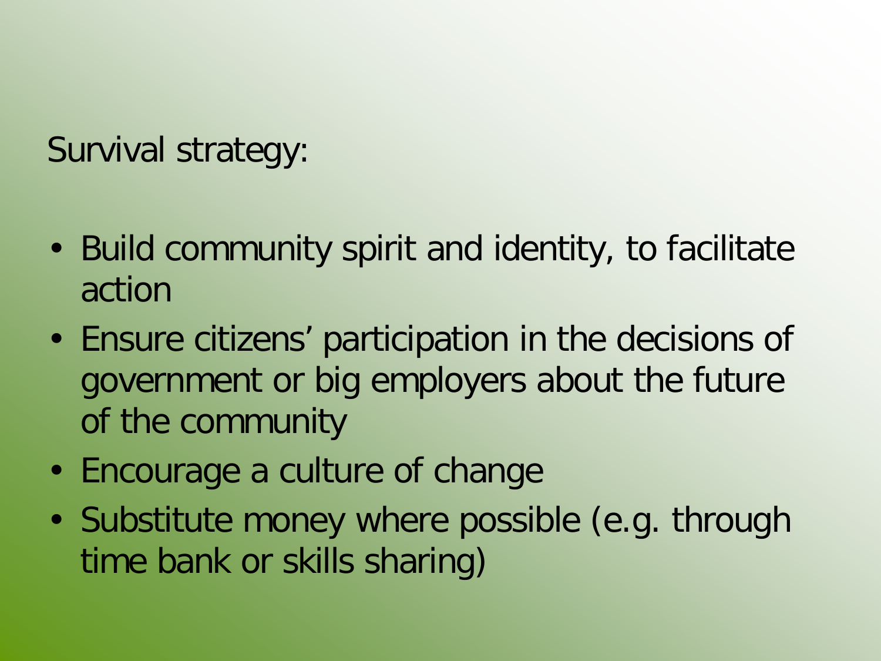Survival strategy:

- Build community spirit and identity, to facilitate action
- Ensure citizens' participation in the decisions of government or big employers about the future of the community
- Encourage a culture of change
- Substitute money where possible (e.g. through time bank or skills sharing)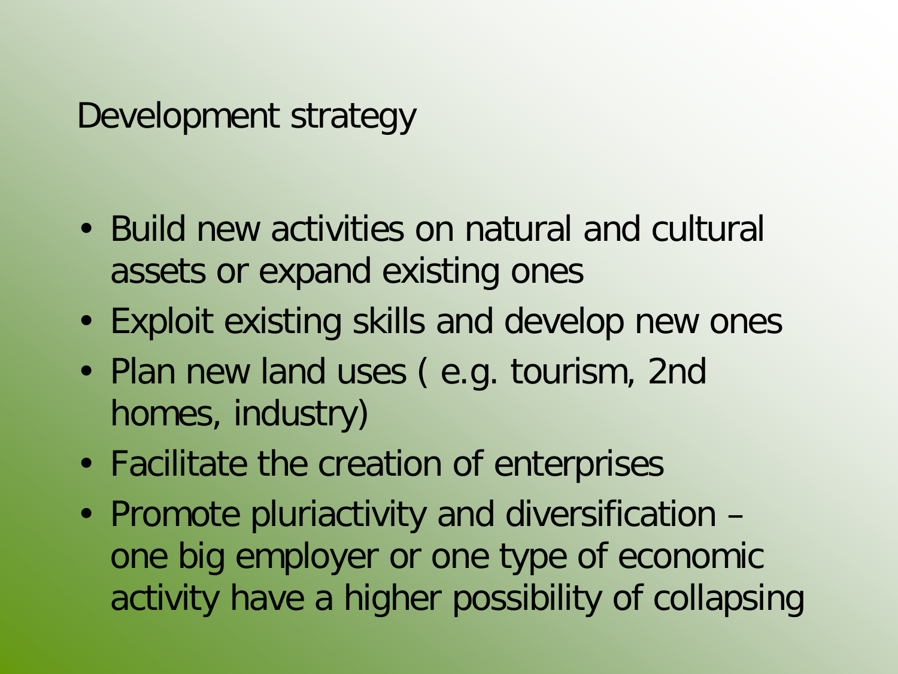# Development strategy

- Build new activities on natural and cultural assets or expand existing ones
- Exploit existing skills and develop new ones
- Plan new land uses ( e.g. tourism, 2nd homes, industry)
- Facilitate the creation of enterprises
- Promote pluriactivity and diversification – one big employer or one type of economic activity have a higher possibility of collapsing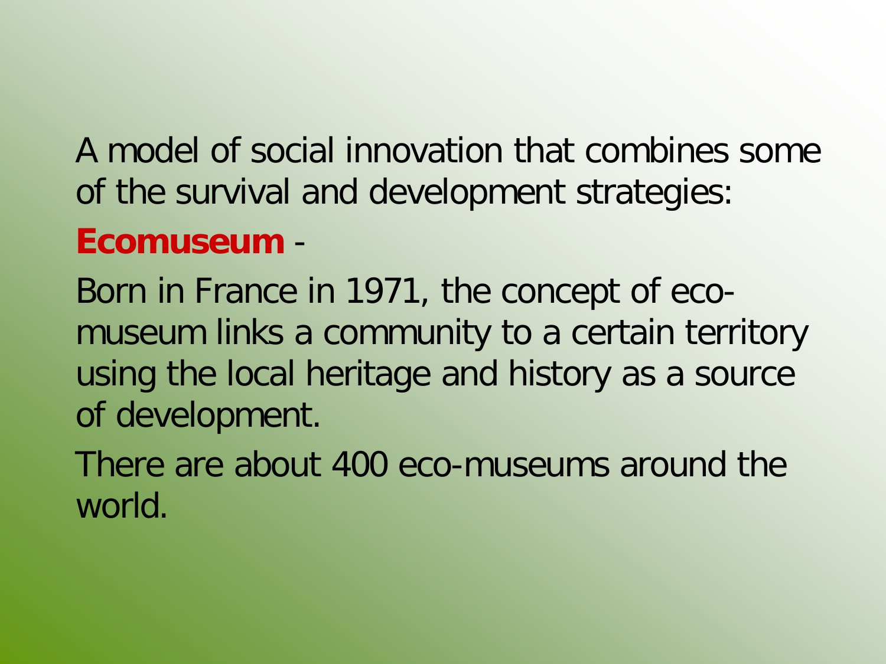A model of social innovation that combines some of the survival and development strategies:

**Ecomuseum** -

Born in France in 1971, the concept of eco-museum links a community to a certain territory using the local heritage and history as a source of development.

There are about 400 eco-museums around the world.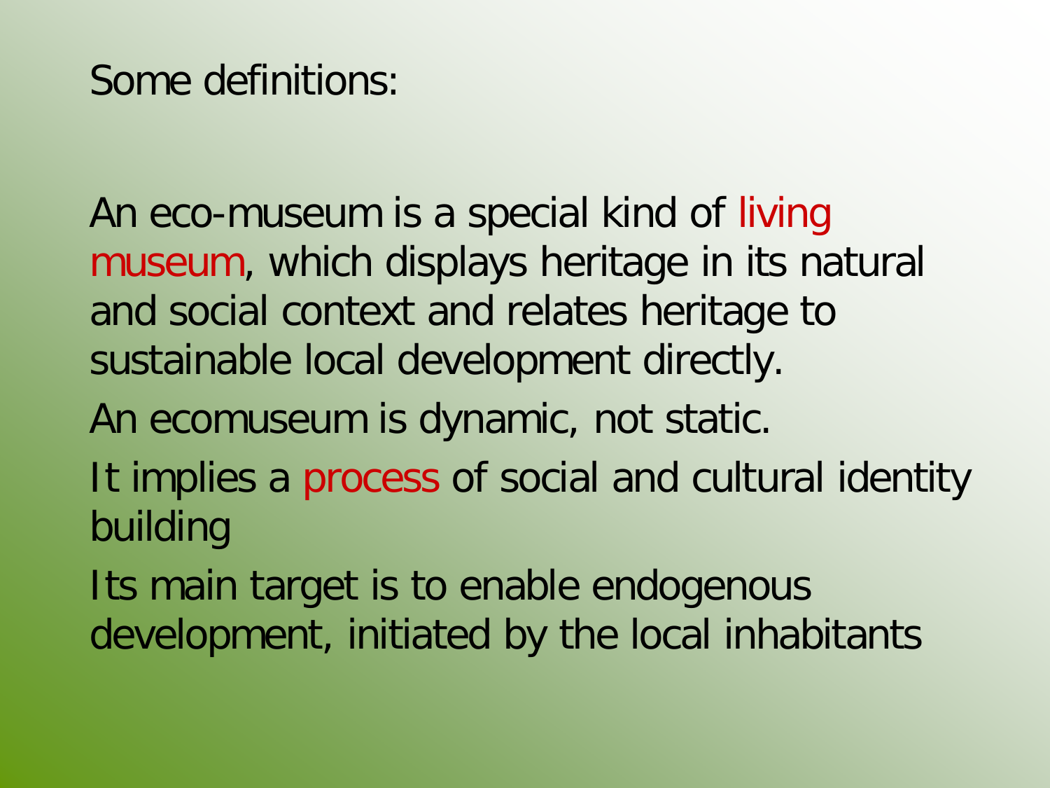Some definitions:

An eco-museum is a special kind of living museum, which displays heritage in its natural and social context and relates heritage to sustainable local development directly.

An ecomuseum is dynamic, not static.

It implies a process of social and cultural identity building

Its main target is to enable endogenous development, initiated by the local inhabitants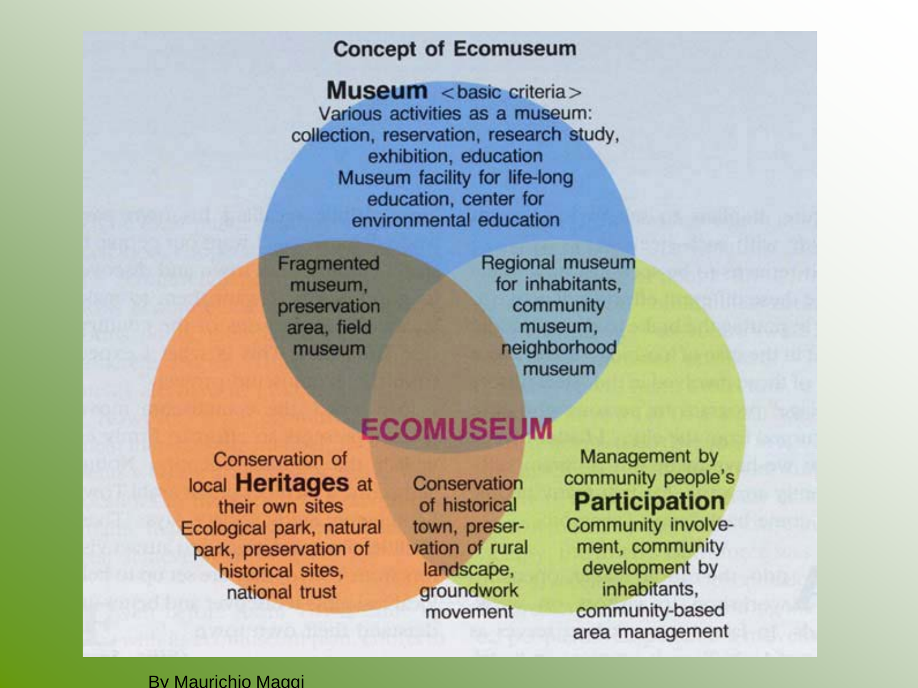## Concept of Ecomuseum

**Museum** <basic criteria>
Various activities as a museum:
collection, reservation, research study,
exhibition, education
Museum facility for life-long
education, center for
environmental education

Fragmented
museum,
preservation
area, field
museum

Regional museum
for inhabitants,
community
museum,
neighborhood
museum

**ECOMUSEUM**

Conservation of
local **Heritages** at
their own sites
Ecological park, natural
park, preservation of
historical sites,
national trust

Conservation
of historical
town, preser-
vation of rural
landscape,
groundwork
movement

Management by
community people's
**Participation**
Community involve-
ment, community
development by
inhabitants,
community-based
area management

By Maurichio Maggi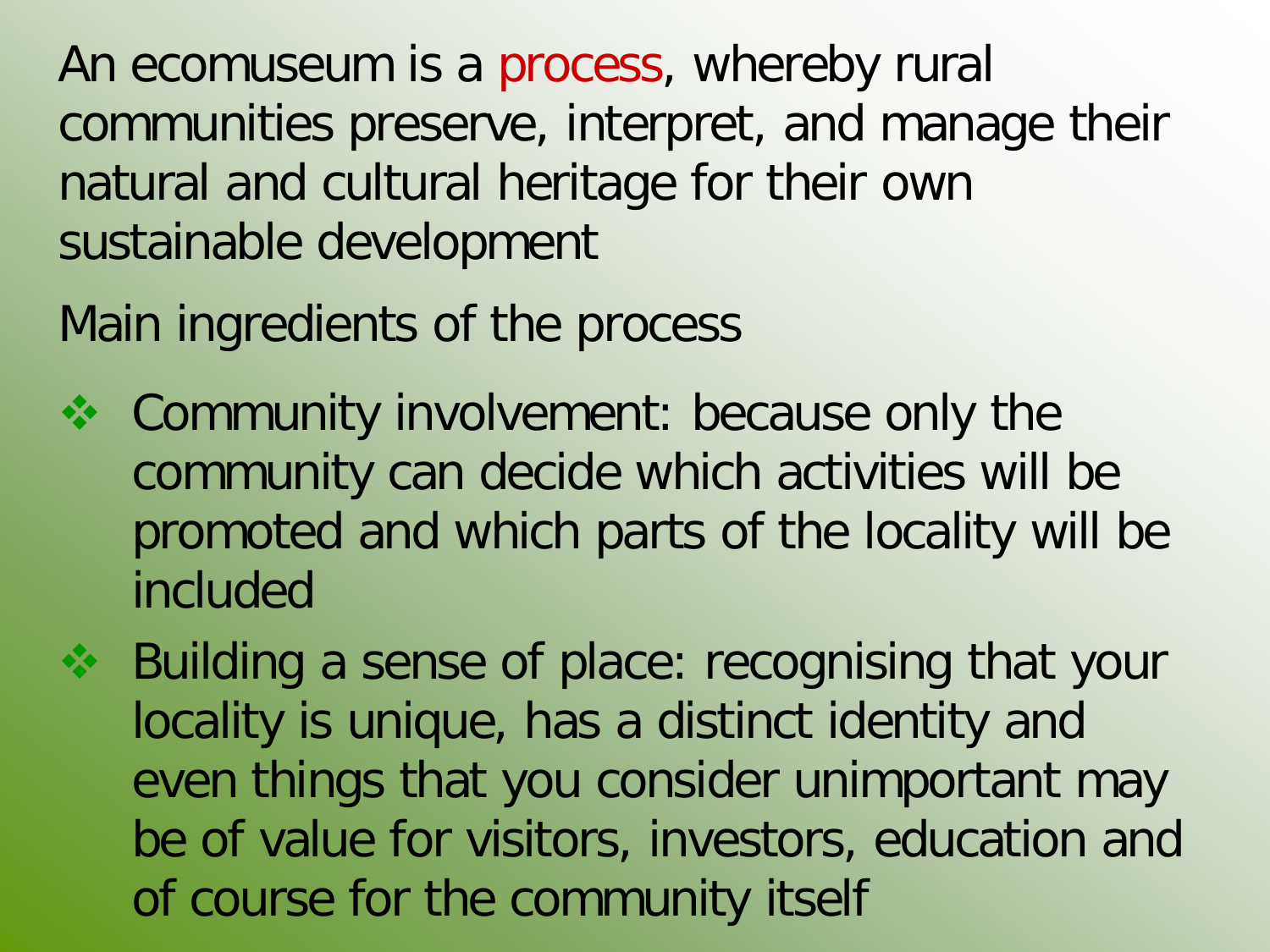An ecomuseum is a process, whereby rural communities preserve, interpret, and manage their natural and cultural heritage for their own sustainable development

Main ingredients of the process

- Community involvement: because only the community can decide which activities will be promoted and which parts of the locality will be included
- Building a sense of place: recognising that your locality is unique, has a distinct identity and even things that you consider unimportant may be of value for visitors, investors, education and of course for the community itself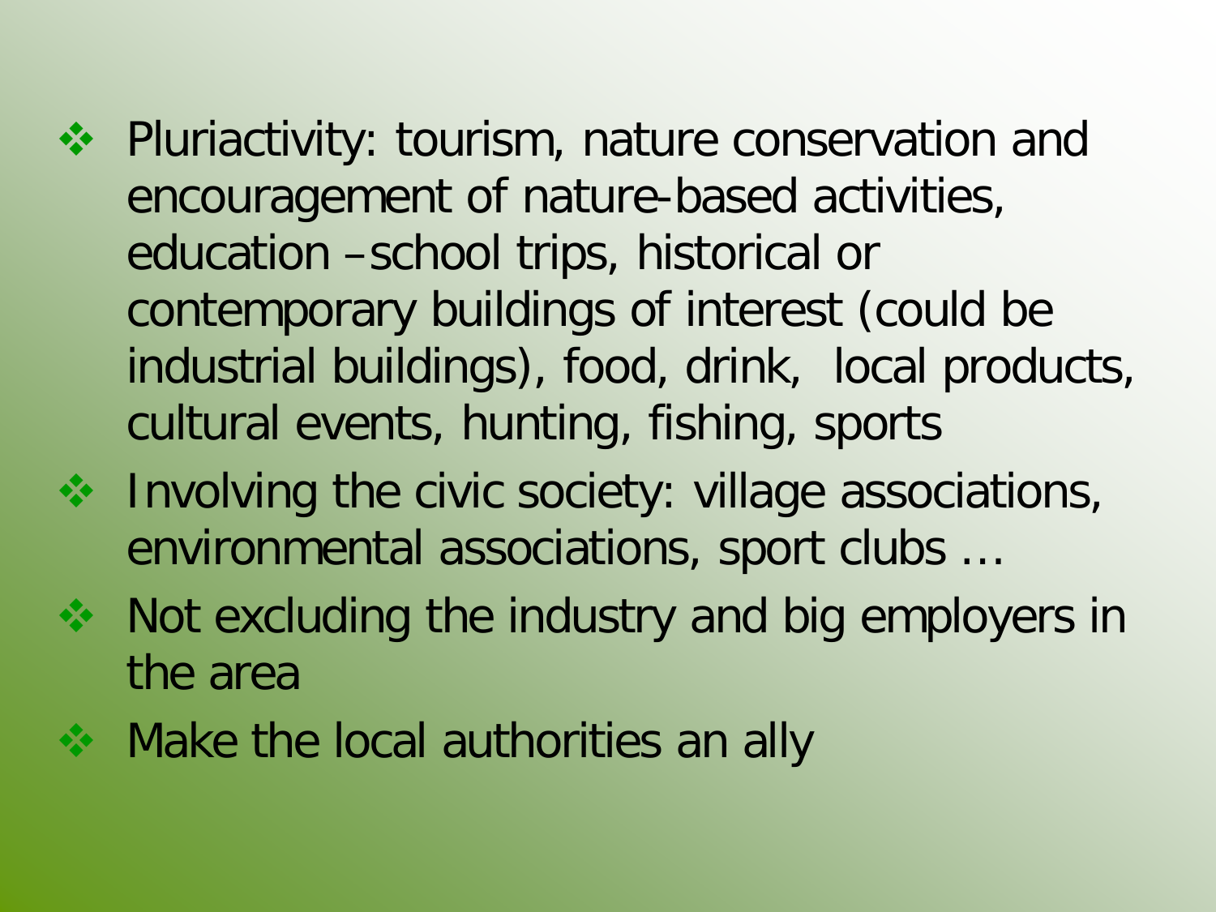- Pluriactivity: tourism, nature conservation and encouragement of nature-based activities, education –school trips, historical or contemporary buildings of interest (could be industrial buildings), food, drink, local products, cultural events, hunting, fishing, sports
- Involving the civic society: village associations, environmental associations, sport clubs …
- Not excluding the industry and big employers in the area
- Make the local authorities an ally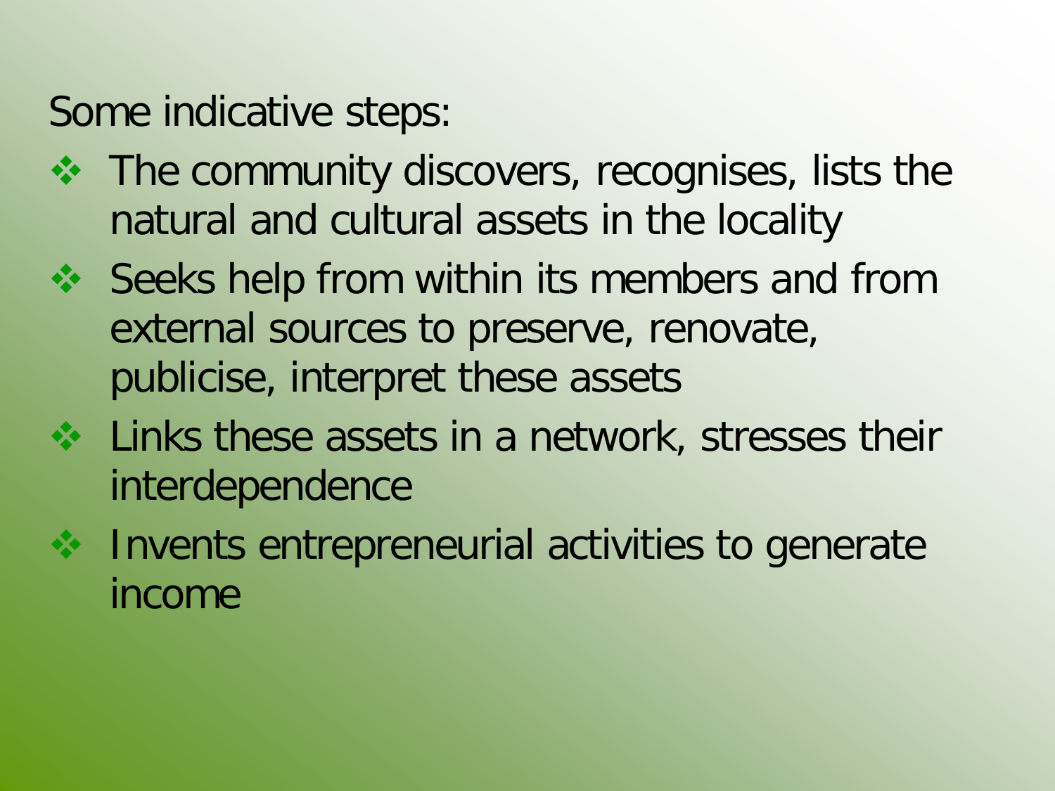Some indicative steps:

- The community discovers, recognises, lists the natural and cultural assets in the locality
- Seeks help from within its members and from external sources to preserve, renovate, publicise, interpret these assets
- Links these assets in a network, stresses their interdependence
- Invents entrepreneurial activities to generate income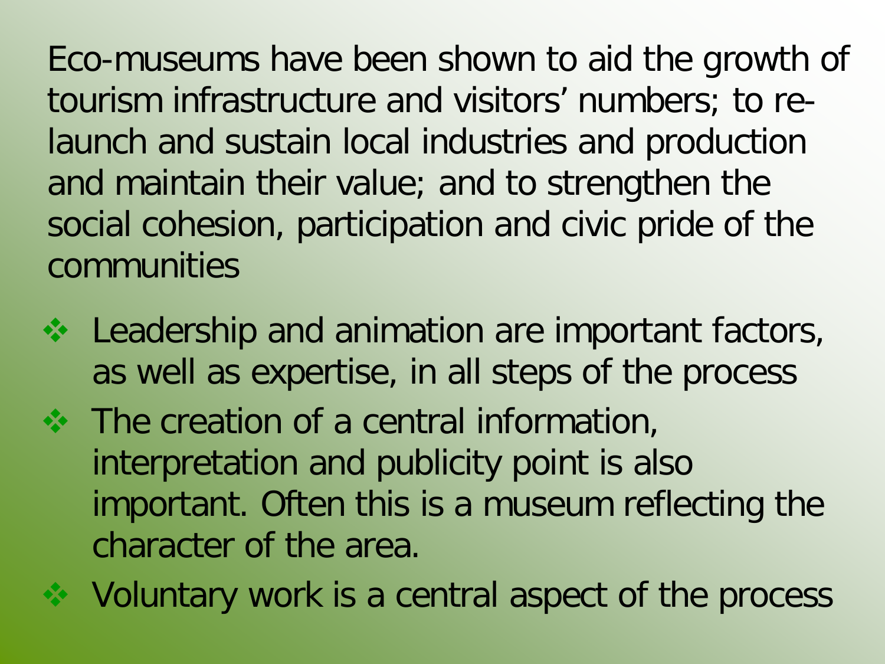Eco-museums have been shown to aid the growth of tourism infrastructure and visitors' numbers; to re-launch and sustain local industries and production and maintain their value; and to strengthen the social cohesion, participation and civic pride of the communities

- Leadership and animation are important factors, as well as expertise, in all steps of the process
- The creation of a central information, interpretation and publicity point is also important. Often this is a museum reflecting the character of the area.
- Voluntary work is a central aspect of the process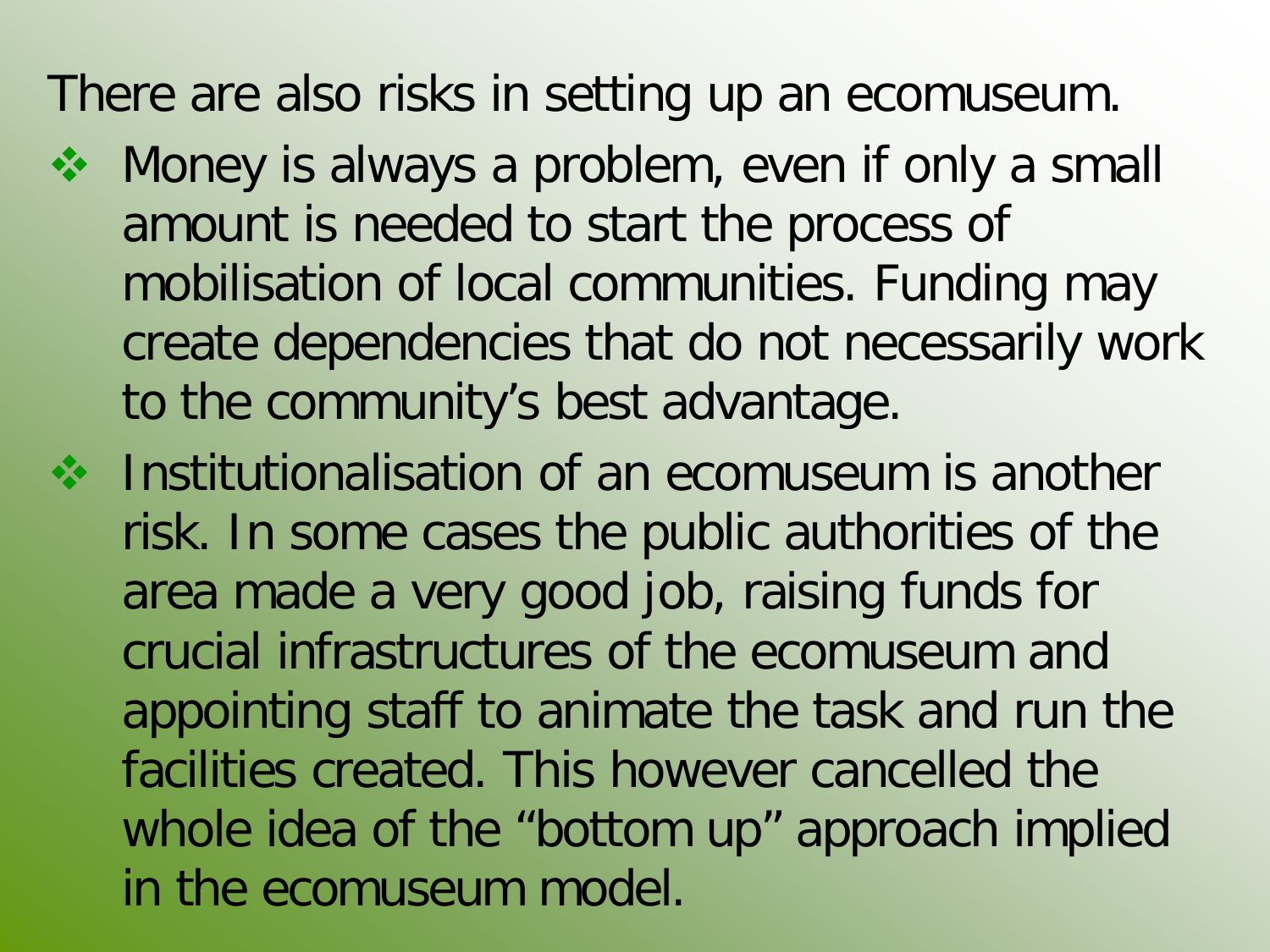There are also risks in setting up an ecomuseum.

- Money is always a problem, even if only a small amount is needed to start the process of mobilisation of local communities. Funding may create dependencies that do not necessarily work to the community's best advantage.
- Institutionalisation of an ecomuseum is another risk. In some cases the public authorities of the area made a very good job, raising funds for crucial infrastructures of the ecomuseum and appointing staff to animate the task and run the facilities created. This however cancelled the whole idea of the "bottom up" approach implied in the ecomuseum model.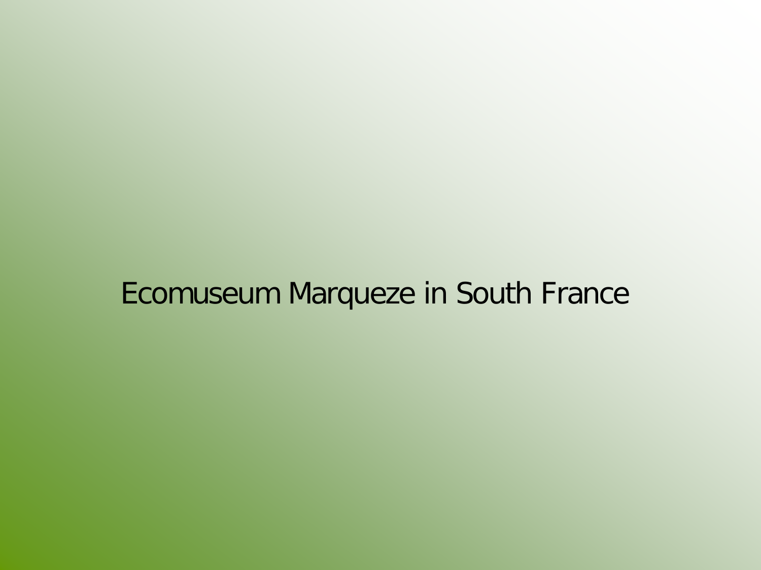# Ecomuseum Marqueze in South France